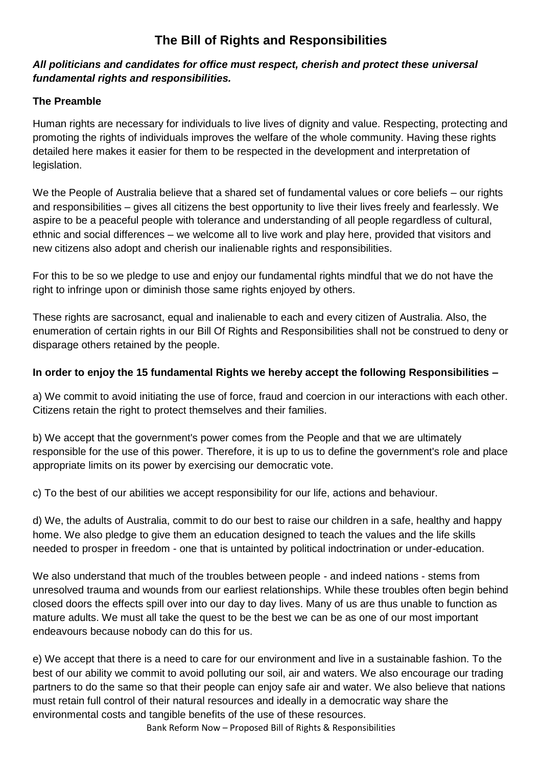# The Bill of Rights and Responsibilities

***All politicians and candidates for office must respect, cherish and protect these universal fundamental rights and responsibilities.***

**The Preamble**

Human rights are necessary for individuals to live lives of dignity and value. Respecting, protecting and promoting the rights of individuals improves the welfare of the whole community. Having these rights detailed here makes it easier for them to be respected in the development and interpretation of legislation.

We the People of Australia believe that a shared set of fundamental values or core beliefs – our rights and responsibilities – gives all citizens the best opportunity to live their lives freely and fearlessly. We aspire to be a peaceful people with tolerance and understanding of all people regardless of cultural, ethnic and social differences – we welcome all to live work and play here, provided that visitors and new citizens also adopt and cherish our inalienable rights and responsibilities.

For this to be so we pledge to use and enjoy our fundamental rights mindful that we do not have the right to infringe upon or diminish those same rights enjoyed by others.

These rights are sacrosanct, equal and inalienable to each and every citizen of Australia. Also, the enumeration of certain rights in our Bill Of Rights and Responsibilities shall not be construed to deny or disparage others retained by the people.

**In order to enjoy the 15 fundamental Rights we hereby accept the following Responsibilities –**

a) We commit to avoid initiating the use of force, fraud and coercion in our interactions with each other. Citizens retain the right to protect themselves and their families.

b) We accept that the government's power comes from the People and that we are ultimately responsible for the use of this power. Therefore, it is up to us to define the government's role and place appropriate limits on its power by exercising our democratic vote.

c) To the best of our abilities we accept responsibility for our life, actions and behaviour.

d) We, the adults of Australia, commit to do our best to raise our children in a safe, healthy and happy home. We also pledge to give them an education designed to teach the values and the life skills needed to prosper in freedom - one that is untainted by political indoctrination or under-education.

We also understand that much of the troubles between people - and indeed nations - stems from unresolved trauma and wounds from our earliest relationships. While these troubles often begin behind closed doors the effects spill over into our day to day lives. Many of us are thus unable to function as mature adults. We must all take the quest to be the best we can be as one of our most important endeavours because nobody can do this for us.

e) We accept that there is a need to care for our environment and live in a sustainable fashion. To the best of our ability we commit to avoid polluting our soil, air and waters. We also encourage our trading partners to do the same so that their people can enjoy safe air and water. We also believe that nations must retain full control of their natural resources and ideally in a democratic way share the environmental costs and tangible benefits of the use of these resources.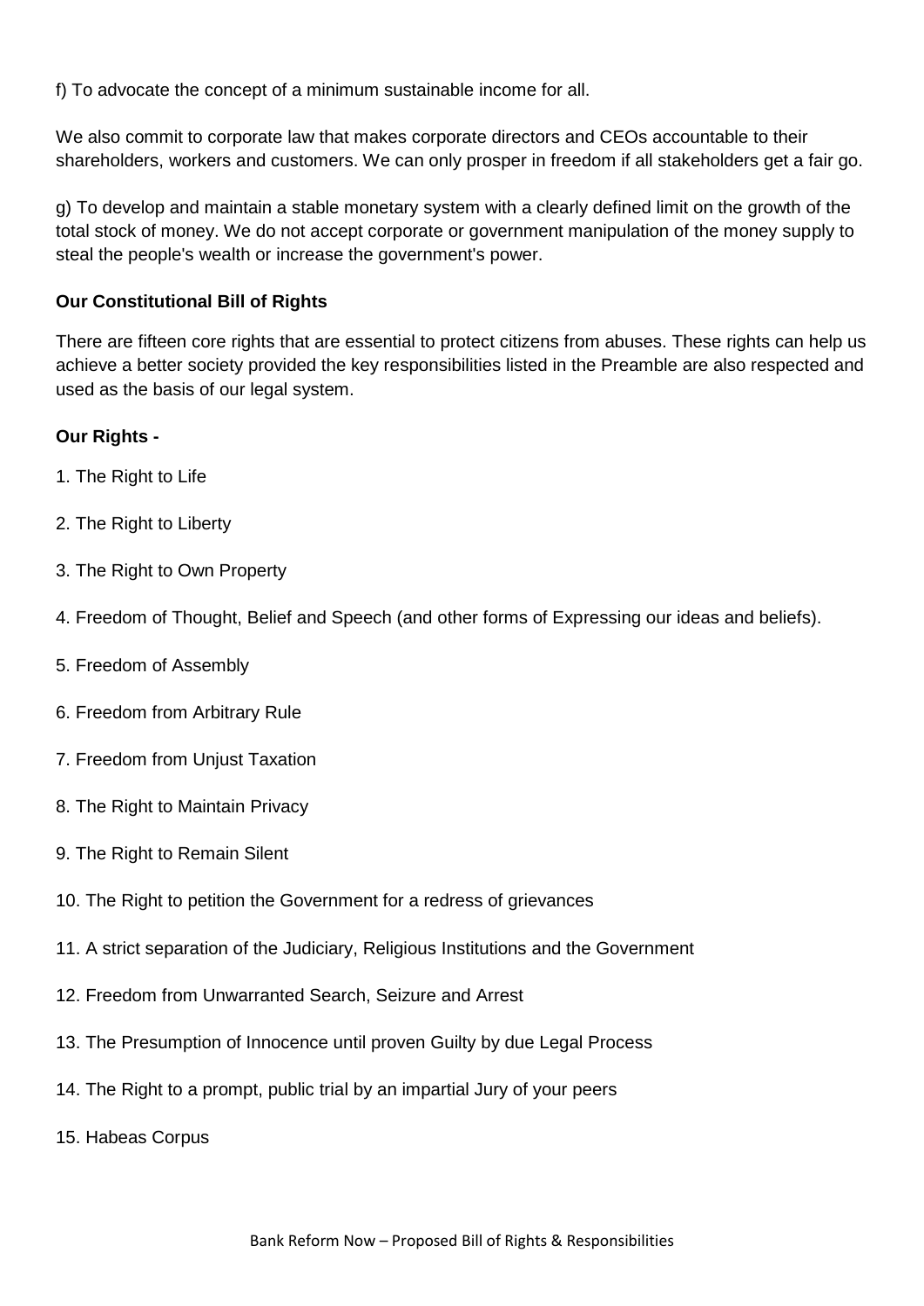f) To advocate the concept of a minimum sustainable income for all.

We also commit to corporate law that makes corporate directors and CEOs accountable to their shareholders, workers and customers. We can only prosper in freedom if all stakeholders get a fair go.

g) To develop and maintain a stable monetary system with a clearly defined limit on the growth of the total stock of money. We do not accept corporate or government manipulation of the money supply to steal the people's wealth or increase the government's power.

**Our Constitutional Bill of Rights**

There are fifteen core rights that are essential to protect citizens from abuses. These rights can help us achieve a better society provided the key responsibilities listed in the Preamble are also respected and used as the basis of our legal system.

**Our Rights -**

1. The Right to Life
2. The Right to Liberty
3. The Right to Own Property
4. Freedom of Thought, Belief and Speech (and other forms of Expressing our ideas and beliefs).
5. Freedom of Assembly
6. Freedom from Arbitrary Rule
7. Freedom from Unjust Taxation
8. The Right to Maintain Privacy
9. The Right to Remain Silent
10. The Right to petition the Government for a redress of grievances
11. A strict separation of the Judiciary, Religious Institutions and the Government
12. Freedom from Unwarranted Search, Seizure and Arrest
13. The Presumption of Innocence until proven Guilty by due Legal Process
14. The Right to a prompt, public trial by an impartial Jury of your peers
15. Habeas Corpus